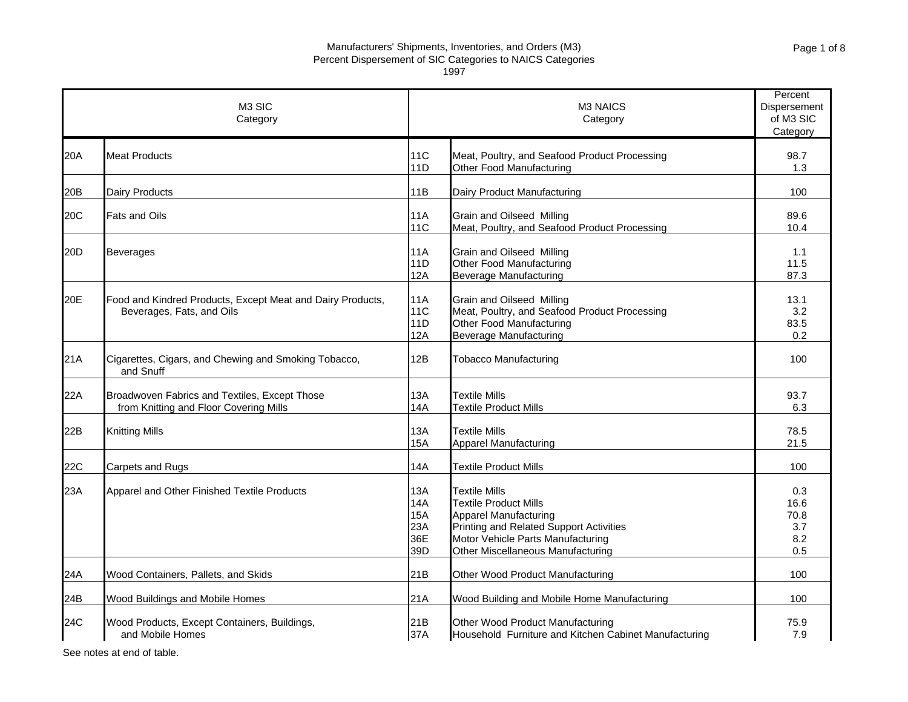# Manufacturers' Shipments, Inventories, and Orders (M3)
## Percent Dispersement of SIC Categories to NAICS Categories
### 1997

| M3 SIC Category | | M3 NAICS Category | | Percent Dispersement of M3 SIC Category |
|---|---|---|---|---|
| 20A | Meat Products | 11C | Meat, Poultry, and Seafood Product Processing | 98.7 |
| | | 11D | Other Food Manufacturing | 1.3 |
| 20B | Dairy Products | 11B | Dairy Product Manufacturing | 100 |
| 20C | Fats and Oils | 11A | Grain and Oilseed Milling | 89.6 |
| | | 11C | Meat, Poultry, and Seafood Product Processing | 10.4 |
| 20D | Beverages | 11A | Grain and Oilseed Milling | 1.1 |
| | | 11D | Other Food Manufacturing | 11.5 |
| | | 12A | Beverage Manufacturing | 87.3 |
| 20E | Food and Kindred Products, Except Meat and Dairy Products, Beverages, Fats, and Oils | 11A | Grain and Oilseed Milling | 13.1 |
| | | 11C | Meat, Poultry, and Seafood Product Processing | 3.2 |
| | | 11D | Other Food Manufacturing | 83.5 |
| | | 12A | Beverage Manufacturing | 0.2 |
| 21A | Cigarettes, Cigars, and Chewing and Smoking Tobacco, and Snuff | 12B | Tobacco Manufacturing | 100 |
| 22A | Broadwoven Fabrics and Textiles, Except Those from Knitting and Floor Covering Mills | 13A | Textile Mills | 93.7 |
| | | 14A | Textile Product Mills | 6.3 |
| 22B | Knitting Mills | 13A | Textile Mills | 78.5 |
| | | 15A | Apparel Manufacturing | 21.5 |
| 22C | Carpets and Rugs | 14A | Textile Product Mills | 100 |
| 23A | Apparel and Other Finished Textile Products | 13A | Textile Mills | 0.3 |
| | | 14A | Textile Product Mills | 16.6 |
| | | 15A | Apparel Manufacturing | 70.8 |
| | | 23A | Printing and Related Support Activities | 3.7 |
| | | 36E | Motor Vehicle Parts Manufacturing | 8.2 |
| | | 39D | Other Miscellaneous Manufacturing | 0.5 |
| 24A | Wood Containers, Pallets, and Skids | 21B | Other Wood Product Manufacturing | 100 |
| 24B | Wood Buildings and Mobile Homes | 21A | Wood Building and Mobile Home Manufacturing | 100 |
| 24C | Wood Products, Except Containers, Buildings, and Mobile Homes | 21B | Other Wood Product Manufacturing | 75.9 |
| | | 37A | Household Furniture and Kitchen Cabinet Manufacturing | 7.9 |

See notes at end of table.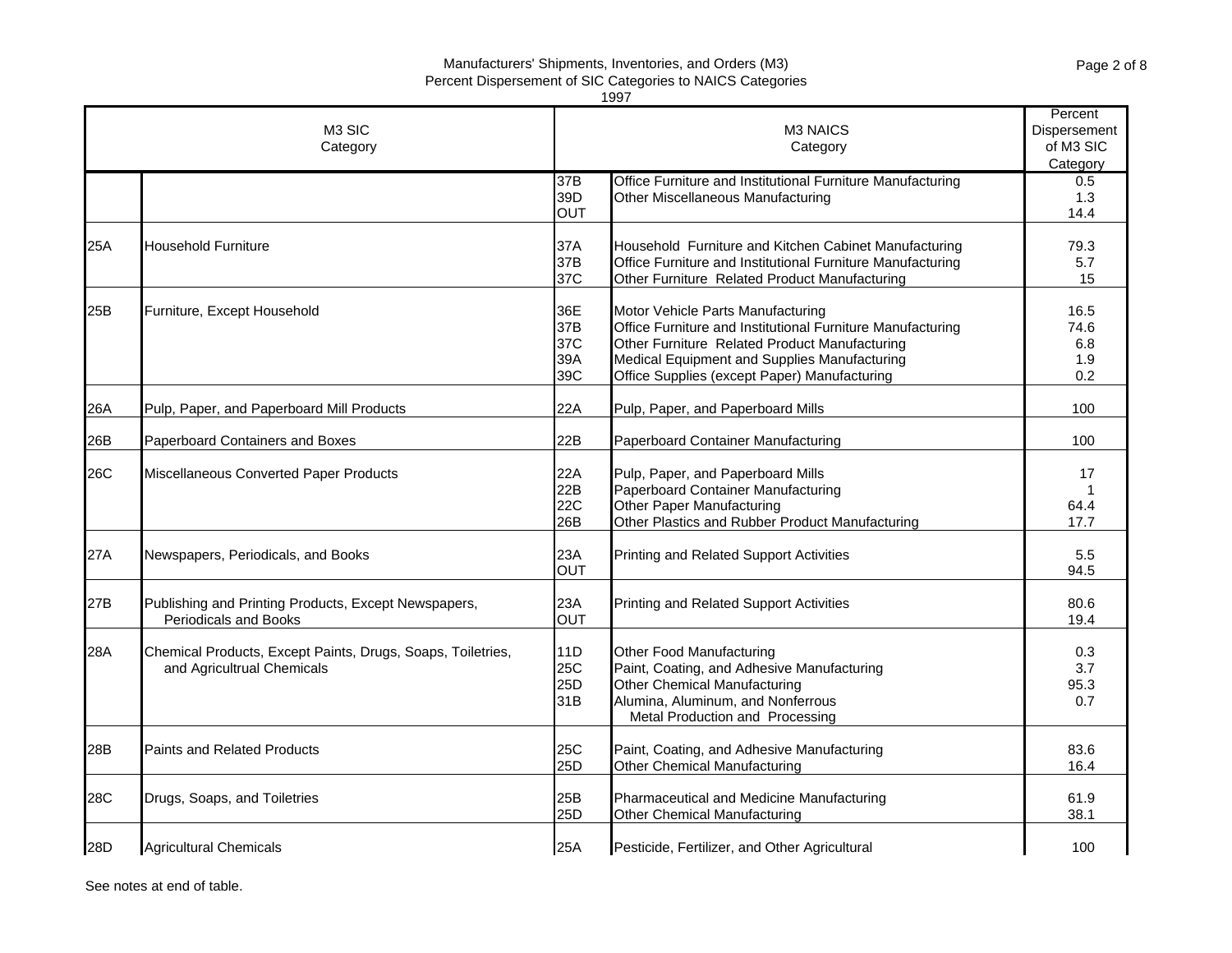Manufacturers' Shipments, Inventories, and Orders (M3)
Percent Dispersement of SIC Categories to NAICS Categories
1997

| M3 SIC Category | | M3 NAICS Category | | Percent Dispersement of M3 SIC Category |
|---|---|---|---|---|
| | | 37B | Office Furniture and Institutional Furniture Manufacturing | 0.5 |
| | | 39D | Other Miscellaneous Manufacturing | 1.3 |
| | | OUT | | 14.4 |
| 25A | Household Furniture | 37A | Household Furniture and Kitchen Cabinet Manufacturing | 79.3 |
| | | 37B | Office Furniture and Institutional Furniture Manufacturing | 5.7 |
| | | 37C | Other Furniture Related Product Manufacturing | 15 |
| 25B | Furniture, Except Household | 36E | Motor Vehicle Parts Manufacturing | 16.5 |
| | | 37B | Office Furniture and Institutional Furniture Manufacturing | 74.6 |
| | | 37C | Other Furniture Related Product Manufacturing | 6.8 |
| | | 39A | Medical Equipment and Supplies Manufacturing | 1.9 |
| | | 39C | Office Supplies (except Paper) Manufacturing | 0.2 |
| 26A | Pulp, Paper, and Paperboard Mill Products | 22A | Pulp, Paper, and Paperboard Mills | 100 |
| 26B | Paperboard Containers and Boxes | 22B | Paperboard Container Manufacturing | 100 |
| 26C | Miscellaneous Converted Paper Products | 22A | Pulp, Paper, and Paperboard Mills | 17 |
| | | 22B | Paperboard Container Manufacturing | 1 |
| | | 22C | Other Paper Manufacturing | 64.4 |
| | | 26B | Other Plastics and Rubber Product Manufacturing | 17.7 |
| 27A | Newspapers, Periodicals, and Books | 23A | Printing and Related Support Activities | 5.5 |
| | | OUT | | 94.5 |
| 27B | Publishing and Printing Products, Except Newspapers, Periodicals and Books | 23A | Printing and Related Support Activities | 80.6 |
| | | OUT | | 19.4 |
| 28A | Chemical Products, Except Paints, Drugs, Soaps, Toiletries, and Agricultrual Chemicals | 11D | Other Food Manufacturing | 0.3 |
| | | 25C | Paint, Coating, and Adhesive Manufacturing | 3.7 |
| | | 25D | Other Chemical Manufacturing | 95.3 |
| | | 31B | Alumina, Aluminum, and Nonferrous Metal Production and Processing | 0.7 |
| 28B | Paints and Related Products | 25C | Paint, Coating, and Adhesive Manufacturing | 83.6 |
| | | 25D | Other Chemical Manufacturing | 16.4 |
| 28C | Drugs, Soaps, and Toiletries | 25B | Pharmaceutical and Medicine Manufacturing | 61.9 |
| | | 25D | Other Chemical Manufacturing | 38.1 |
| 28D | Agricultural Chemicals | 25A | Pesticide, Fertilizer, and Other Agricultural | 100 |

See notes at end of table.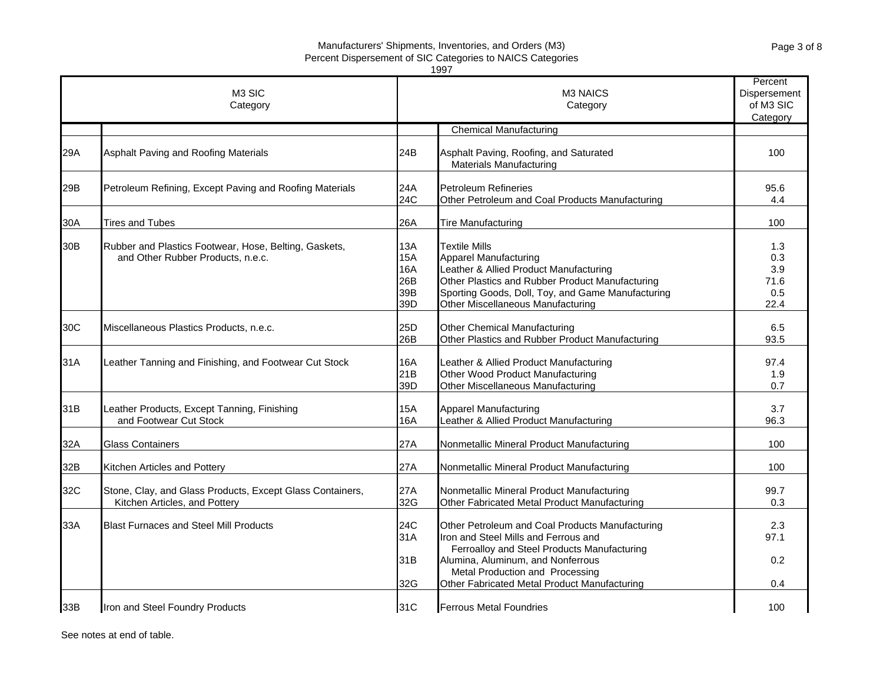Manufacturers' Shipments, Inventories, and Orders (M3)
Percent Dispersement of SIC Categories to NAICS Categories
1997

| M3 SIC Category | | M3 NAICS Category | | Percent Dispersement of M3 SIC Category |
|---|---|---|---|---|
| | | | Chemical Manufacturing | |
| 29A | Asphalt Paving and Roofing Materials | 24B | Asphalt Paving, Roofing, and Saturated Materials Manufacturing | 100 |
| 29B | Petroleum Refining, Except Paving and Roofing Materials | 24A | Petroleum Refineries | 95.6 |
| | | 24C | Other Petroleum and Coal Products Manufacturing | 4.4 |
| 30A | Tires and Tubes | 26A | Tire Manufacturing | 100 |
| 30B | Rubber and Plastics Footwear, Hose, Belting, Gaskets, and Other Rubber Products, n.e.c. | 13A | Textile Mills | 1.3 |
| | | 15A | Apparel Manufacturing | 0.3 |
| | | 16A | Leather & Allied Product Manufacturing | 3.9 |
| | | 26B | Other Plastics and Rubber Product Manufacturing | 71.6 |
| | | 39B | Sporting Goods, Doll, Toy, and Game Manufacturing | 0.5 |
| | | 39D | Other Miscellaneous Manufacturing | 22.4 |
| 30C | Miscellaneous Plastics Products, n.e.c. | 25D | Other Chemical Manufacturing | 6.5 |
| | | 26B | Other Plastics and Rubber Product Manufacturing | 93.5 |
| 31A | Leather Tanning and Finishing, and Footwear Cut Stock | 16A | Leather & Allied Product Manufacturing | 97.4 |
| | | 21B | Other Wood Product Manufacturing | 1.9 |
| | | 39D | Other Miscellaneous Manufacturing | 0.7 |
| 31B | Leather Products, Except Tanning, Finishing and Footwear Cut Stock | 15A | Apparel Manufacturing | 3.7 |
| | | 16A | Leather & Allied Product Manufacturing | 96.3 |
| 32A | Glass Containers | 27A | Nonmetallic Mineral Product Manufacturing | 100 |
| 32B | Kitchen Articles and Pottery | 27A | Nonmetallic Mineral Product Manufacturing | 100 |
| 32C | Stone, Clay, and Glass Products, Except Glass Containers, Kitchen Articles, and Pottery | 27A | Nonmetallic Mineral Product Manufacturing | 99.7 |
| | | 32G | Other Fabricated Metal Product Manufacturing | 0.3 |
| 33A | Blast Furnaces and Steel Mill Products | 24C | Other Petroleum and Coal Products Manufacturing | 2.3 |
| | | 31A | Iron and Steel Mills and Ferrous and Ferroalloy and Steel Products Manufacturing | 97.1 |
| | | 31B | Alumina, Aluminum, and Nonferrous Metal Production and Processing | 0.2 |
| | | 32G | Other Fabricated Metal Product Manufacturing | 0.4 |
| 33B | Iron and Steel Foundry Products | 31C | Ferrous Metal Foundries | 100 |

See notes at end of table.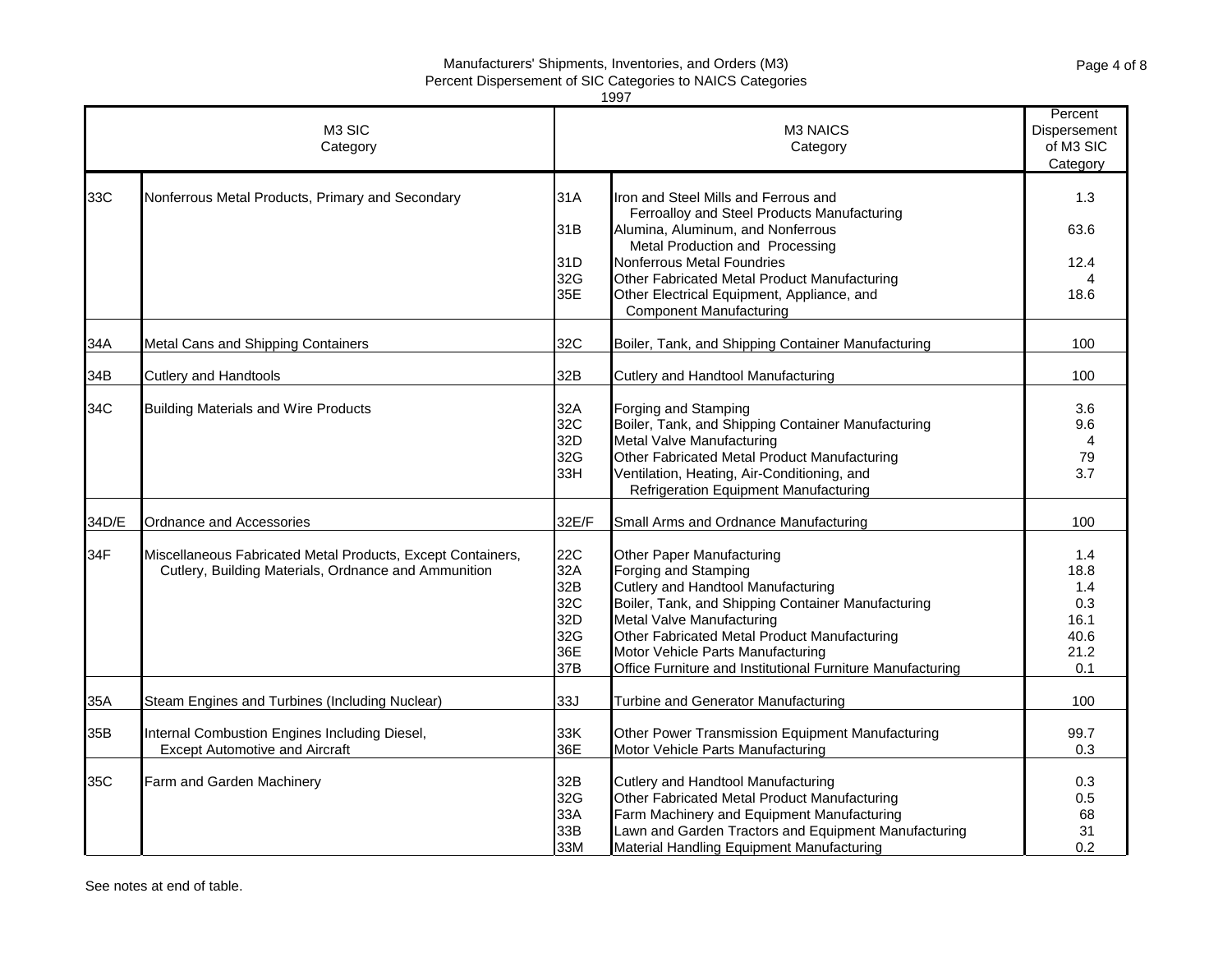Manufacturers' Shipments, Inventories, and Orders (M3)
Percent Dispersement of SIC Categories to NAICS Categories
1997

| M3 SIC | Category | M3 NAICS | Category | Percent Dispersement of M3 SIC Category |
|---|---|---|---|---|
| 33C | Nonferrous Metal Products, Primary and Secondary | 31A | Iron and Steel Mills and Ferrous and Ferroalloy and Steel Products Manufacturing | 1.3 |
| | | 31B | Alumina, Aluminum, and Nonferrous Metal Production and Processing | 63.6 |
| | | 31D | Nonferrous Metal Foundries | 12.4 |
| | | 32G | Other Fabricated Metal Product Manufacturing | 4 |
| | | 35E | Other Electrical Equipment, Appliance, and Component Manufacturing | 18.6 |
| 34A | Metal Cans and Shipping Containers | 32C | Boiler, Tank, and Shipping Container Manufacturing | 100 |
| 34B | Cutlery and Handtools | 32B | Cutlery and Handtool Manufacturing | 100 |
| 34C | Building Materials and Wire Products | 32A | Forging and Stamping | 3.6 |
| | | 32C | Boiler, Tank, and Shipping Container Manufacturing | 9.6 |
| | | 32D | Metal Valve Manufacturing | 4 |
| | | 32G | Other Fabricated Metal Product Manufacturing | 79 |
| | | 33H | Ventilation, Heating, Air-Conditioning, and Refrigeration Equipment Manufacturing | 3.7 |
| 34D/E | Ordnance and Accessories | 32E/F | Small Arms and Ordnance Manufacturing | 100 |
| 34F | Miscellaneous Fabricated Metal Products, Except Containers, Cutlery, Building Materials, Ordnance and Ammunition | 22C | Other Paper Manufacturing | 1.4 |
| | | 32A | Forging and Stamping | 18.8 |
| | | 32B | Cutlery and Handtool Manufacturing | 1.4 |
| | | 32C | Boiler, Tank, and Shipping Container Manufacturing | 0.3 |
| | | 32D | Metal Valve Manufacturing | 16.1 |
| | | 32G | Other Fabricated Metal Product Manufacturing | 40.6 |
| | | 36E | Motor Vehicle Parts Manufacturing | 21.2 |
| | | 37B | Office Furniture and Institutional Furniture Manufacturing | 0.1 |
| 35A | Steam Engines and Turbines (Including Nuclear) | 33J | Turbine and Generator Manufacturing | 100 |
| 35B | Internal Combustion Engines Including Diesel, Except Automotive and Aircraft | 33K | Other Power Transmission Equipment Manufacturing | 99.7 |
| | | 36E | Motor Vehicle Parts Manufacturing | 0.3 |
| 35C | Farm and Garden Machinery | 32B | Cutlery and Handtool Manufacturing | 0.3 |
| | | 32G | Other Fabricated Metal Product Manufacturing | 0.5 |
| | | 33A | Farm Machinery and Equipment Manufacturing | 68 |
| | | 33B | Lawn and Garden Tractors and Equipment Manufacturing | 31 |
| | | 33M | Material Handling Equipment Manufacturing | 0.2 |

See notes at end of table.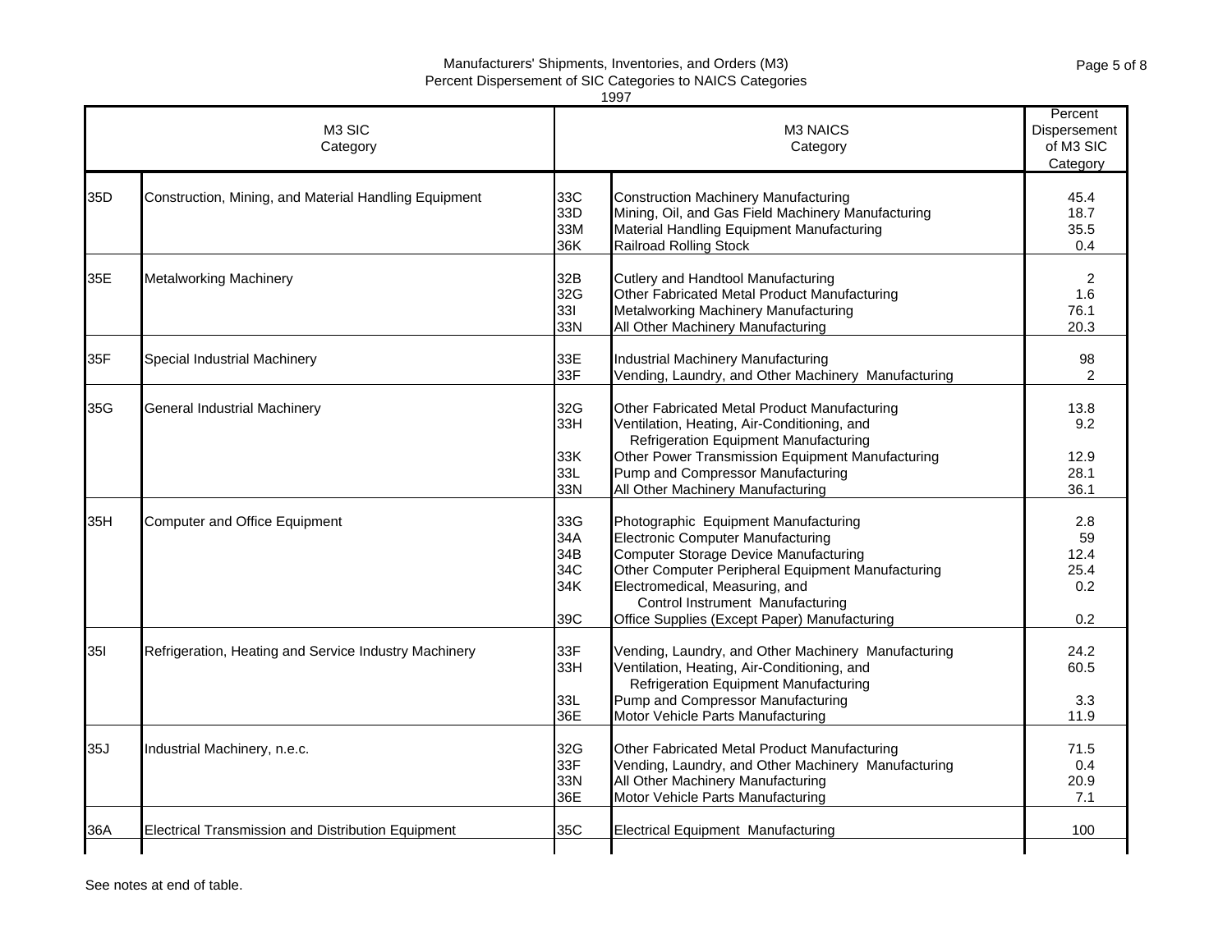# Manufacturers' Shipments, Inventories, and Orders (M3)
## Percent Dispersement of SIC Categories to NAICS Categories
### 1997

| M3 SIC | Category | M3 NAICS | Category | Percent Dispersement of M3 SIC Category |
|---|---|---|---|---|
| 35D | Construction, Mining, and Material Handling Equipment | 33C | Construction Machinery Manufacturing | 45.4 |
| | | 33D | Mining, Oil, and Gas Field Machinery Manufacturing | 18.7 |
| | | 33M | Material Handling Equipment Manufacturing | 35.5 |
| | | 36K | Railroad Rolling Stock | 0.4 |
| 35E | Metalworking Machinery | 32B | Cutlery and Handtool Manufacturing | 2 |
| | | 32G | Other Fabricated Metal Product Manufacturing | 1.6 |
| | | 33I | Metalworking Machinery Manufacturing | 76.1 |
| | | 33N | All Other Machinery Manufacturing | 20.3 |
| 35F | Special Industrial Machinery | 33E | Industrial Machinery Manufacturing | 98 |
| | | 33F | Vending, Laundry, and Other Machinery Manufacturing | 2 |
| 35G | General Industrial Machinery | 32G | Other Fabricated Metal Product Manufacturing | 13.8 |
| | | 33H | Ventilation, Heating, Air-Conditioning, and Refrigeration Equipment Manufacturing | 9.2 |
| | | 33K | Other Power Transmission Equipment Manufacturing | 12.9 |
| | | 33L | Pump and Compressor Manufacturing | 28.1 |
| | | 33N | All Other Machinery Manufacturing | 36.1 |
| 35H | Computer and Office Equipment | 33G | Photographic Equipment Manufacturing | 2.8 |
| | | 34A | Electronic Computer Manufacturing | 59 |
| | | 34B | Computer Storage Device Manufacturing | 12.4 |
| | | 34C | Other Computer Peripheral Equipment Manufacturing | 25.4 |
| | | 34K | Electromedical, Measuring, and Control Instrument Manufacturing | 0.2 |
| | | 39C | Office Supplies (Except Paper) Manufacturing | 0.2 |
| 35I | Refrigeration, Heating and Service Industry Machinery | 33F | Vending, Laundry, and Other Machinery Manufacturing | 24.2 |
| | | 33H | Ventilation, Heating, Air-Conditioning, and Refrigeration Equipment Manufacturing | 60.5 |
| | | 33L | Pump and Compressor Manufacturing | 3.3 |
| | | 36E | Motor Vehicle Parts Manufacturing | 11.9 |
| 35J | Industrial Machinery, n.e.c. | 32G | Other Fabricated Metal Product Manufacturing | 71.5 |
| | | 33F | Vending, Laundry, and Other Machinery Manufacturing | 0.4 |
| | | 33N | All Other Machinery Manufacturing | 20.9 |
| | | 36E | Motor Vehicle Parts Manufacturing | 7.1 |
| 36A | Electrical Transmission and Distribution Equipment | 35C | Electrical Equipment Manufacturing | 100 |

See notes at end of table.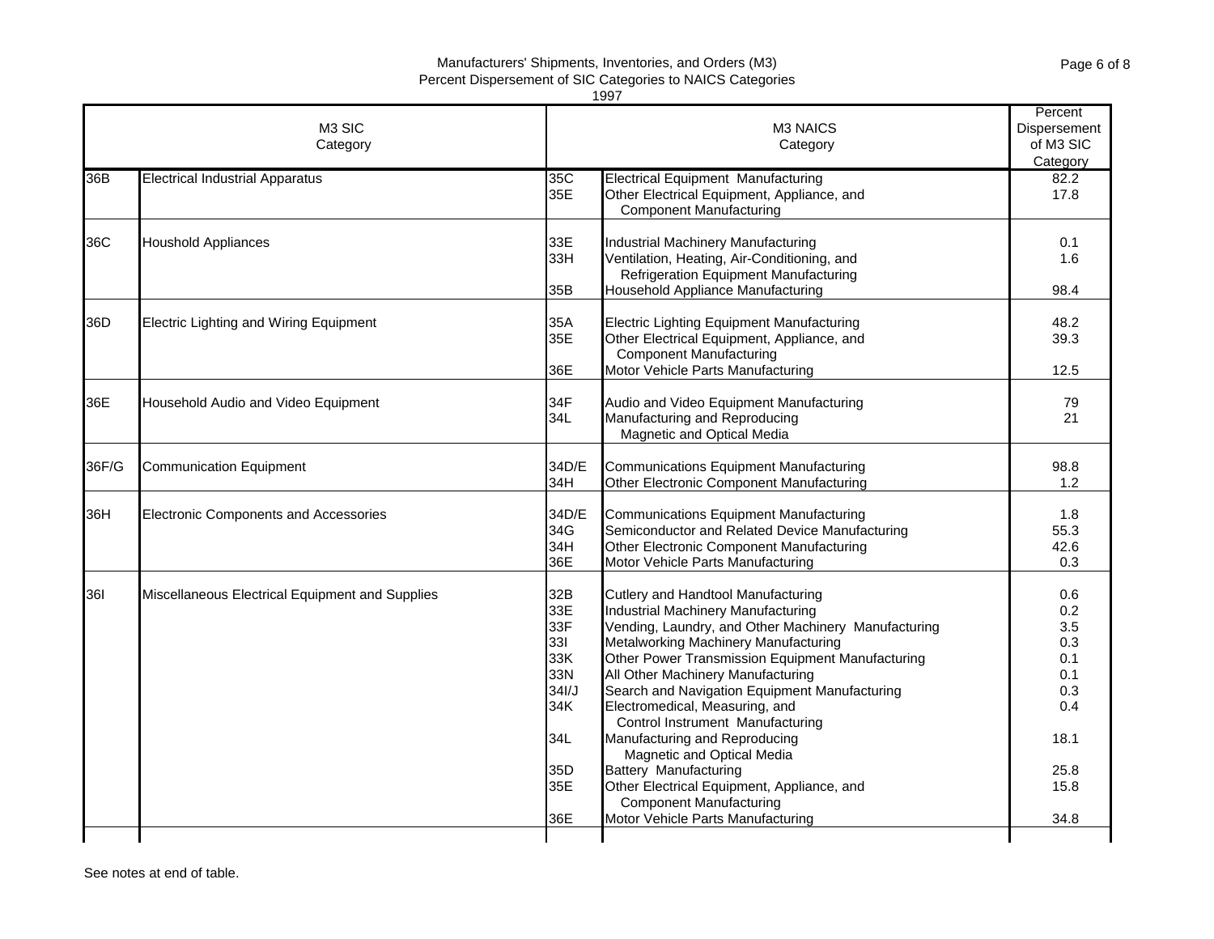# Manufacturers' Shipments, Inventories, and Orders (M3)
## Percent Dispersement of SIC Categories to NAICS Categories
### 1997

| M3 SIC | Category | M3 NAICS | Category | Percent Dispersement of M3 SIC Category |
|---|---|---|---|---|
| 36B | Electrical Industrial Apparatus | 35C | Electrical Equipment Manufacturing | 82.2 |
| | | 35E | Other Electrical Equipment, Appliance, and Component Manufacturing | 17.8 |
| 36C | Houshold Appliances | 33E | Industrial Machinery Manufacturing | 0.1 |
| | | 33H | Ventilation, Heating, Air-Conditioning, and Refrigeration Equipment Manufacturing | 1.6 |
| | | 35B | Household Appliance Manufacturing | 98.4 |
| 36D | Electric Lighting and Wiring Equipment | 35A | Electric Lighting Equipment Manufacturing | 48.2 |
| | | 35E | Other Electrical Equipment, Appliance, and Component Manufacturing | 39.3 |
| | | 36E | Motor Vehicle Parts Manufacturing | 12.5 |
| 36E | Household Audio and Video Equipment | 34F | Audio and Video Equipment Manufacturing | 79 |
| | | 34L | Manufacturing and Reproducing Magnetic and Optical Media | 21 |
| 36F/G | Communication Equipment | 34D/E | Communications Equipment Manufacturing | 98.8 |
| | | 34H | Other Electronic Component Manufacturing | 1.2 |
| 36H | Electronic Components and Accessories | 34D/E | Communications Equipment Manufacturing | 1.8 |
| | | 34G | Semiconductor and Related Device Manufacturing | 55.3 |
| | | 34H | Other Electronic Component Manufacturing | 42.6 |
| | | 36E | Motor Vehicle Parts Manufacturing | 0.3 |
| 36I | Miscellaneous Electrical Equipment and Supplies | 32B | Cutlery and Handtool Manufacturing | 0.6 |
| | | 33E | Industrial Machinery Manufacturing | 0.2 |
| | | 33F | Vending, Laundry, and Other Machinery Manufacturing | 3.5 |
| | | 33I | Metalworking Machinery Manufacturing | 0.3 |
| | | 33K | Other Power Transmission Equipment Manufacturing | 0.1 |
| | | 33N | All Other Machinery Manufacturing | 0.1 |
| | | 34I/J | Search and Navigation Equipment Manufacturing | 0.3 |
| | | 34K | Electromedical, Measuring, and Control Instrument Manufacturing | 0.4 |
| | | 34L | Manufacturing and Reproducing Magnetic and Optical Media | 18.1 |
| | | 35D | Battery Manufacturing | 25.8 |
| | | 35E | Other Electrical Equipment, Appliance, and Component Manufacturing | 15.8 |
| | | 36E | Motor Vehicle Parts Manufacturing | 34.8 |

See notes at end of table.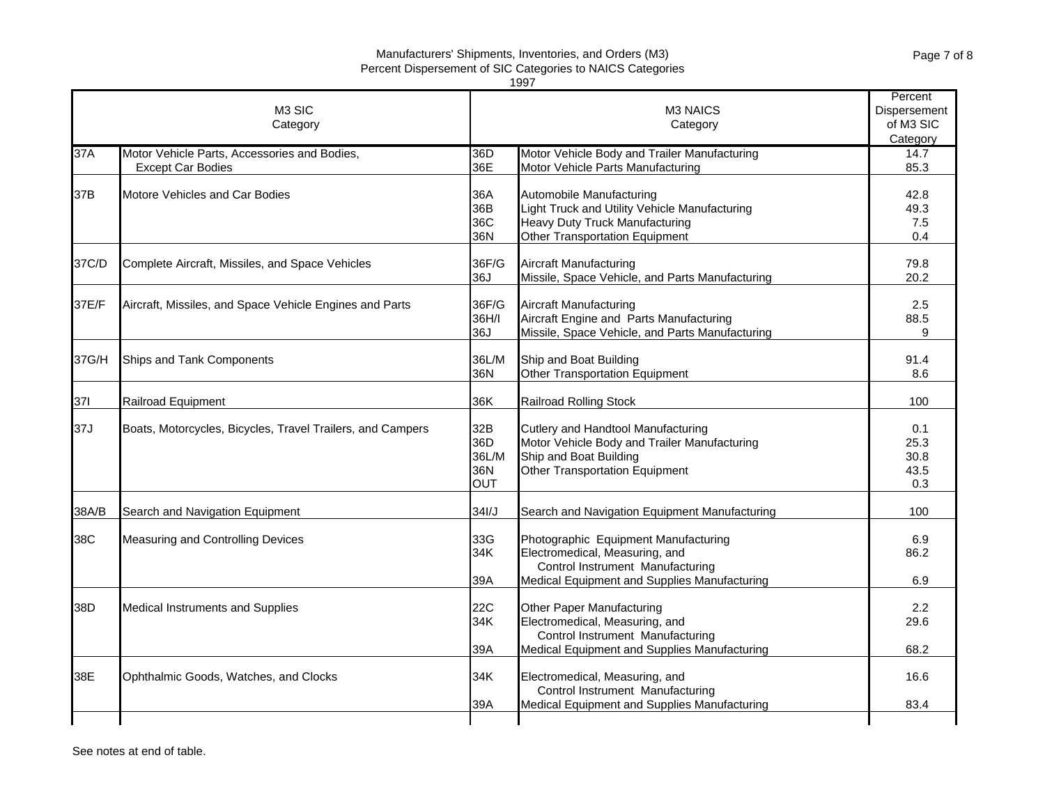Manufacturers' Shipments, Inventories, and Orders (M3)
Percent Dispersement of SIC Categories to NAICS Categories
1997

| M3 SIC | Category | M3 NAICS | Category | Percent Dispersement of M3 SIC Category |
|---|---|---|---|---|
| 37A | Motor Vehicle Parts, Accessories and Bodies, Except Car Bodies | 36D | Motor Vehicle Body and Trailer Manufacturing | 14.7 |
| | | 36E | Motor Vehicle Parts Manufacturing | 85.3 |
| 37B | Motore Vehicles and Car Bodies | 36A | Automobile Manufacturing | 42.8 |
| | | 36B | Light Truck and Utility Vehicle Manufacturing | 49.3 |
| | | 36C | Heavy Duty Truck Manufacturing | 7.5 |
| | | 36N | Other Transportation Equipment | 0.4 |
| 37C/D | Complete Aircraft, Missiles, and Space Vehicles | 36F/G | Aircraft Manufacturing | 79.8 |
| | | 36J | Missile, Space Vehicle, and Parts Manufacturing | 20.2 |
| 37E/F | Aircraft, Missiles, and Space Vehicle Engines and Parts | 36F/G | Aircraft Manufacturing | 2.5 |
| | | 36H/I | Aircraft Engine and Parts Manufacturing | 88.5 |
| | | 36J | Missile, Space Vehicle, and Parts Manufacturing | 9 |
| 37G/H | Ships and Tank Components | 36L/M | Ship and Boat Building | 91.4 |
| | | 36N | Other Transportation Equipment | 8.6 |
| 37I | Railroad Equipment | 36K | Railroad Rolling Stock | 100 |
| 37J | Boats, Motorcycles, Bicycles, Travel Trailers, and Campers | 32B | Cutlery and Handtool Manufacturing | 0.1 |
| | | 36D | Motor Vehicle Body and Trailer Manufacturing | 25.3 |
| | | 36L/M | Ship and Boat Building | 30.8 |
| | | 36N | Other Transportation Equipment | 43.5 |
| | | OUT | | 0.3 |
| 38A/B | Search and Navigation Equipment | 34I/J | Search and Navigation Equipment Manufacturing | 100 |
| 38C | Measuring and Controlling Devices | 33G | Photographic Equipment Manufacturing | 6.9 |
| | | 34K | Electromedical, Measuring, and Control Instrument Manufacturing | 86.2 |
| | | 39A | Medical Equipment and Supplies Manufacturing | 6.9 |
| 38D | Medical Instruments and Supplies | 22C | Other Paper Manufacturing | 2.2 |
| | | 34K | Electromedical, Measuring, and Control Instrument Manufacturing | 29.6 |
| | | 39A | Medical Equipment and Supplies Manufacturing | 68.2 |
| 38E | Ophthalmic Goods, Watches, and Clocks | 34K | Electromedical, Measuring, and Control Instrument Manufacturing | 16.6 |
| | | 39A | Medical Equipment and Supplies Manufacturing | 83.4 |

See notes at end of table.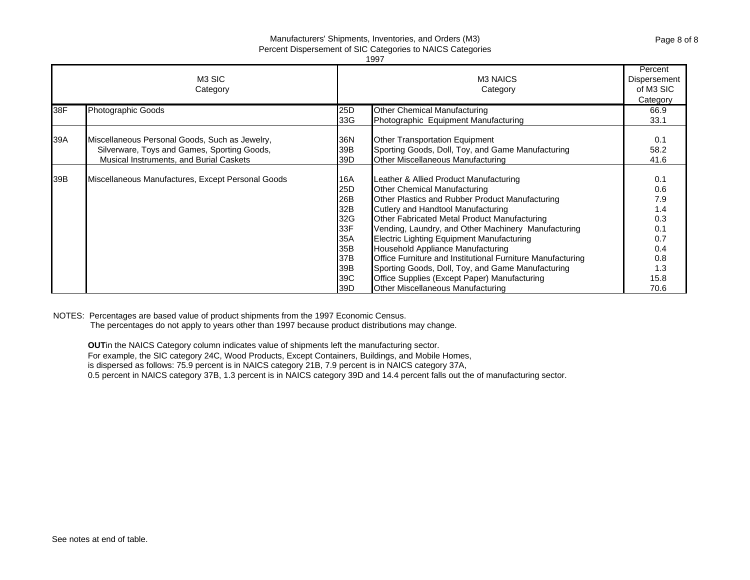Manufacturers' Shipments, Inventories, and Orders (M3)
Percent Dispersement of SIC Categories to NAICS Categories
1997

| M3 SIC Category | | M3 NAICS Category | | Percent Dispersement of M3 SIC Category |
|---|---|---|---|---|
| 38F | Photographic Goods | 25D | Other Chemical Manufacturing | 66.9 |
| | | 33G | Photographic Equipment Manufacturing | 33.1 |
| 39A | Miscellaneous Personal Goods, Such as Jewelry, Silverware, Toys and Games, Sporting Goods, Musical Instruments, and Burial Caskets | 36N | Other Transportation Equipment | 0.1 |
| | | 39B | Sporting Goods, Doll, Toy, and Game Manufacturing | 58.2 |
| | | 39D | Other Miscellaneous Manufacturing | 41.6 |
| 39B | Miscellaneous Manufactures, Except Personal Goods | 16A | Leather & Allied Product Manufacturing | 0.1 |
| | | 25D | Other Chemical Manufacturing | 0.6 |
| | | 26B | Other Plastics and Rubber Product Manufacturing | 7.9 |
| | | 32B | Cutlery and Handtool Manufacturing | 1.4 |
| | | 32G | Other Fabricated Metal Product Manufacturing | 0.3 |
| | | 33F | Vending, Laundry, and Other Machinery Manufacturing | 0.1 |
| | | 35A | Electric Lighting Equipment Manufacturing | 0.7 |
| | | 35B | Household Appliance Manufacturing | 0.4 |
| | | 37B | Office Furniture and Institutional Furniture Manufacturing | 0.8 |
| | | 39B | Sporting Goods, Doll, Toy, and Game Manufacturing | 1.3 |
| | | 39C | Office Supplies (Except Paper) Manufacturing | 15.8 |
| | | 39D | Other Miscellaneous Manufacturing | 70.6 |

NOTES: Percentages are based value of product shipments from the 1997 Economic Census.
The percentages do not apply to years other than 1997 because product distributions may change.

**OUT**in the NAICS Category column indicates value of shipments left the manufacturing sector.
For example, the SIC category 24C, Wood Products, Except Containers, Buildings, and Mobile Homes,
is dispersed as follows: 75.9 percent is in NAICS category 21B, 7.9 percent is in NAICS category 37A,
0.5 percent in NAICS category 37B, 1.3 percent is in NAICS category 39D and 14.4 percent falls out the of manufacturing sector.

See notes at end of table.